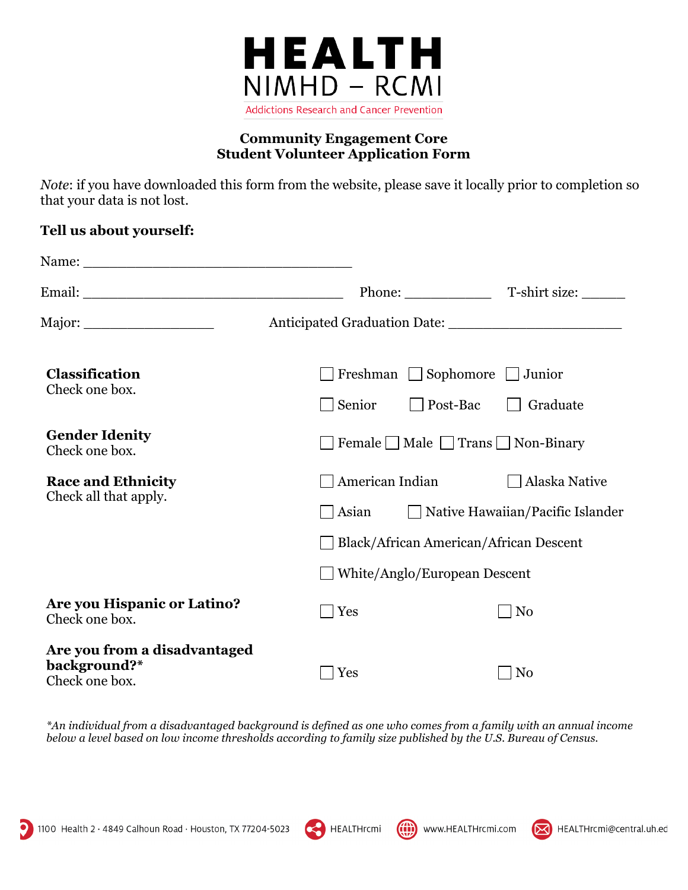# HEALTH

NIMHD – RCMI

Addictions Research and Cancer Prevention

## Community Engagement Core
## Student Volunteer Application Form

*Note*: if you have downloaded this form from the website, please save it locally prior to completion so that your data is not lost.

**Tell us about yourself:**

Name: ________________________________

Email: ________________________________ Phone: ___________ T-shirt size: ______

Major: ________________ Anticipated Graduation Date: _____________________

**Classification**
Check one box.

☐ Freshman ☐ Sophomore ☐ Junior

☐ Senior ☐ Post-Bac ☐ Graduate

**Gender Idenity**
Check one box.

☐ Female ☐ Male ☐ Trans ☐ Non-Binary

**Race and Ethnicity**
Check all that apply.

☐ American Indian ☐ Alaska Native

☐ Asian ☐ Native Hawaiian/Pacific Islander

☐ Black/African American/African Descent

☐ White/Anglo/European Descent

**Are you Hispanic or Latino?**
Check one box.

☐ Yes ☐ No

**Are you from a disadvantaged background?***
Check one box.

☐ Yes ☐ No

*\*An individual from a disadvantaged background is defined as one who comes from a family with an annual income below a level based on low income thresholds according to family size published by the U.S. Bureau of Census.*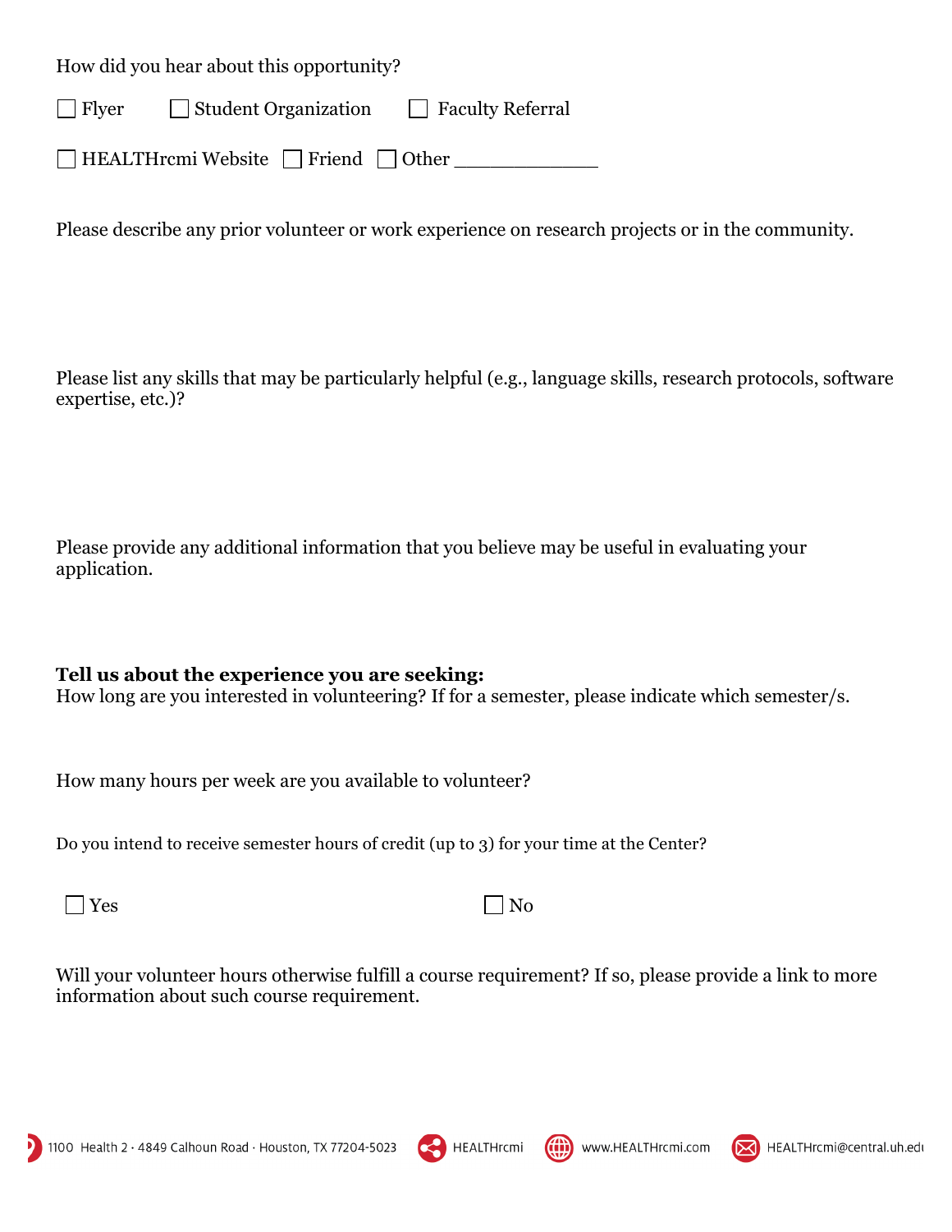How did you hear about this opportunity?

☐ Flyer ☐ Student Organization ☐ Faculty Referral

☐ HEALTHrcmi Website ☐ Friend ☐ Other _____________

Please describe any prior volunteer or work experience on research projects or in the community.

Please list any skills that may be particularly helpful (e.g., language skills, research protocols, software expertise, etc.)?

Please provide any additional information that you believe may be useful in evaluating your application.

**Tell us about the experience you are seeking:**
How long are you interested in volunteering? If for a semester, please indicate which semester/s.

How many hours per week are you available to volunteer?

Do you intend to receive semester hours of credit (up to 3) for your time at the Center?

☐ Yes ☐ No

Will your volunteer hours otherwise fulfill a course requirement? If so, please provide a link to more information about such course requirement.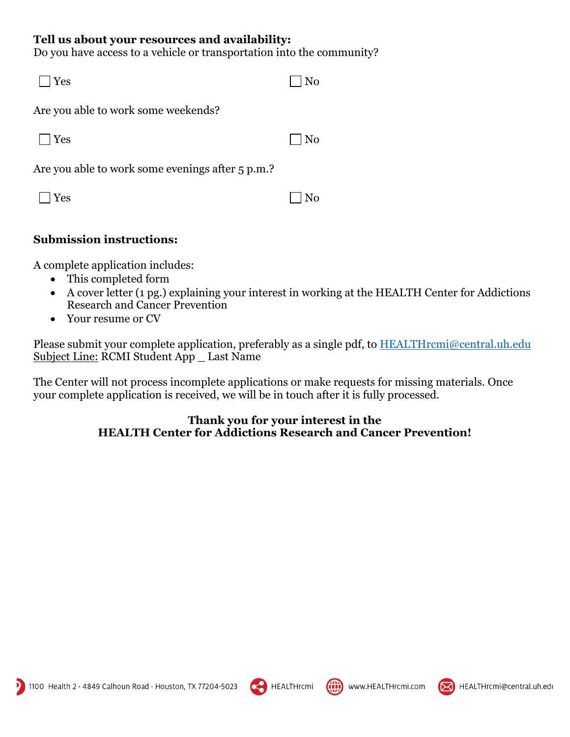**Tell us about your resources and availability:**

Do you have access to a vehicle or transportation into the community?

☐ Yes ☐ No

Are you able to work some weekends?

☐ Yes ☐ No

Are you able to work some evenings after 5 p.m.?

☐ Yes ☐ No

**Submission instructions:**

A complete application includes:

- This completed form
- A cover letter (1 pg.) explaining your interest in working at the HEALTH Center for Addictions Research and Cancer Prevention
- Your resume or CV

Please submit your complete application, preferably as a single pdf, to [HEALTHrcmi@central.uh.edu](mailto:HEALTHrcmi@central.uh.edu)
Subject Line: RCMI Student App _ Last Name

The Center will not process incomplete applications or make requests for missing materials. Once your complete application is received, we will be in touch after it is fully processed.

**Thank you for your interest in the HEALTH Center for Addictions Research and Cancer Prevention!**